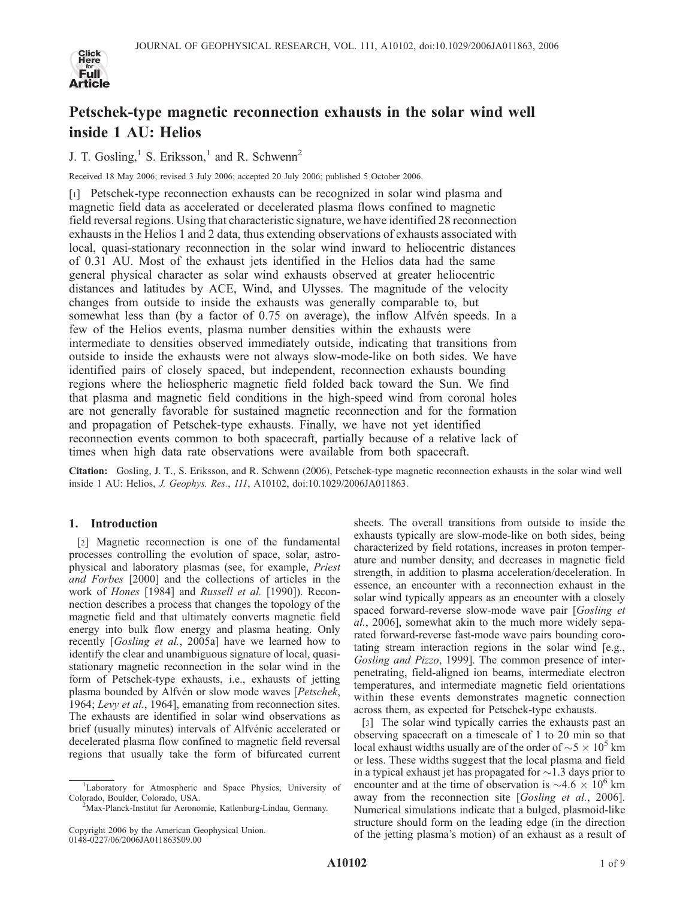# Petschek-type magnetic reconnection exhausts in the solar wind well inside 1 AU: Helios

J. T. Gosling,[1] S. Eriksson,[1] and R. Schwenn[2]

Received 18 May 2006; revised 3 July 2006; accepted 20 July 2006; published 5 October 2006.

[1] Petschek-type reconnection exhausts can be recognized in solar wind plasma and magnetic field data as accelerated or decelerated plasma flows confined to magnetic field reversal regions. Using that characteristic signature, we have identified 28 reconnection exhausts in the Helios 1 and 2 data, thus extending observations of exhausts associated with local, quasi-stationary reconnection in the solar wind inward to heliocentric distances of 0.31 AU. Most of the exhaust jets identified in the Helios data had the same general physical character as solar wind exhausts observed at greater heliocentric distances and latitudes by ACE, Wind, and Ulysses. The magnitude of the velocity changes from outside to inside the exhausts was generally comparable to, but somewhat less than (by a factor of 0.75 on average), the inflow Alfvén speeds. In a few of the Helios events, plasma number densities within the exhausts were intermediate to densities observed immediately outside, indicating that transitions from outside to inside the exhausts were not always slow-mode-like on both sides. We have identified pairs of closely spaced, but independent, reconnection exhausts bounding regions where the heliospheric magnetic field folded back toward the Sun. We find that plasma and magnetic field conditions in the high-speed wind from coronal holes are not generally favorable for sustained magnetic reconnection and for the formation and propagation of Petschek-type exhausts. Finally, we have not yet identified reconnection events common to both spacecraft, partially because of a relative lack of times when high data rate observations were available from both spacecraft.

**Citation:** Gosling, J. T., S. Eriksson, and R. Schwenn (2006), Petschek-type magnetic reconnection exhausts in the solar wind well inside 1 AU: Helios, *J. Geophys. Res.*, *111*, A10102, doi:10.1029/2006JA011863.

## 1. Introduction

[2] Magnetic reconnection is one of the fundamental processes controlling the evolution of space, solar, astrophysical and laboratory plasmas (see, for example, *Priest and Forbes* [2000] and the collections of articles in the work of *Hones* [1984] and *Russell et al.* [1990]). Reconnection describes a process that changes the topology of the magnetic field and that ultimately converts magnetic field energy into bulk flow energy and plasma heating. Only recently [*Gosling et al.*, 2005a] have we learned how to identify the clear and unambiguous signature of local, quasi-stationary magnetic reconnection in the solar wind in the form of Petschek-type exhausts, i.e., exhausts of jetting plasma bounded by Alfvén or slow mode waves [*Petschek*, 1964; *Levy et al.*, 1964], emanating from reconnection sites. The exhausts are identified in solar wind observations as brief (usually minutes) intervals of Alfvénic accelerated or decelerated plasma flow confined to magnetic field reversal regions that usually take the form of bifurcated current sheets. The overall transitions from outside to inside the exhausts typically are slow-mode-like on both sides, being characterized by field rotations, increases in proton temperature and number density, and decreases in magnetic field strength, in addition to plasma acceleration/deceleration. In essence, an encounter with a reconnection exhaust in the solar wind typically appears as an encounter with a closely spaced forward-reverse slow-mode wave pair [*Gosling et al.*, 2006], somewhat akin to the much more widely separated forward-reverse fast-mode wave pairs bounding corotating stream interaction regions in the solar wind [e.g., *Gosling and Pizzo*, 1999]. The common presence of interpenetrating, field-aligned ion beams, intermediate electron temperatures, and intermediate magnetic field orientations within these events demonstrates magnetic connection across them, as expected for Petschek-type exhausts.

[3] The solar wind typically carries the exhausts past an observing spacecraft on a timescale of 1 to 20 min so that local exhaust widths usually are of the order of $\sim 5 \times 10^5$ km or less. These widths suggest that the local plasma and field in a typical exhaust jet has propagated for $\sim$1.3 days prior to encounter and at the time of observation is $\sim 4.6 \times 10^6$ km away from the reconnection site [*Gosling et al.*, 2006]. Numerical simulations indicate that a bulged, plasmoid-like structure should form on the leading edge (in the direction of the jetting plasma's motion) of an exhaust as a result of

[1] Laboratory for Atmospheric and Space Physics, University of Colorado, Boulder, Colorado, USA.

[2] Max-Planck-Institut fur Aeronomie, Katlenburg-Lindau, Germany.

Copyright 2006 by the American Geophysical Union.
0148-0227/06/2006JA011863$09.00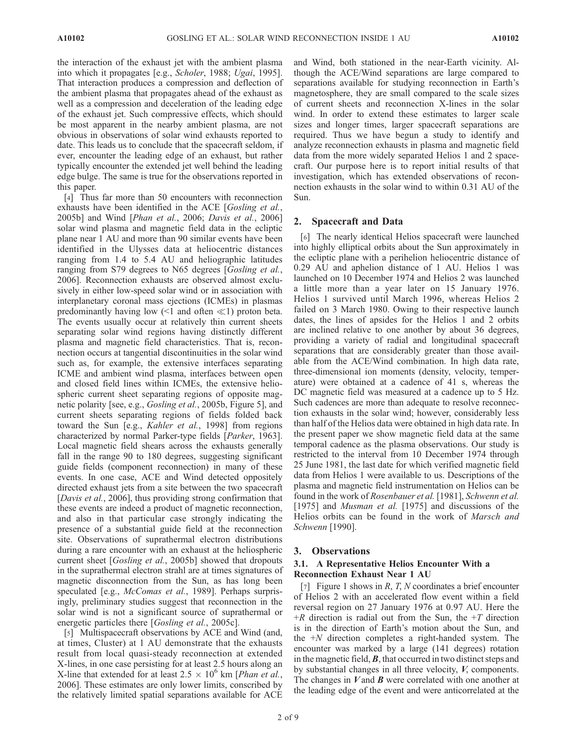the interaction of the exhaust jet with the ambient plasma into which it propagates [e.g., *Scholer*, 1988; *Ugai*, 1995]. That interaction produces a compression and deflection of the ambient plasma that propagates ahead of the exhaust as well as a compression and deceleration of the leading edge of the exhaust jet. Such compressive effects, which should be most apparent in the nearby ambient plasma, are not obvious in observations of solar wind exhausts reported to date. This leads us to conclude that the spacecraft seldom, if ever, encounter the leading edge of an exhaust, but rather typically encounter the extended jet well behind the leading edge bulge. The same is true for the observations reported in this paper.

[4] Thus far more than 50 encounters with reconnection exhausts have been identified in the ACE [*Gosling et al.*, 2005b] and Wind [*Phan et al.*, 2006; *Davis et al.*, 2006] solar wind plasma and magnetic field data in the ecliptic plane near 1 AU and more than 90 similar events have been identified in the Ulysses data at heliocentric distances ranging from 1.4 to 5.4 AU and heliographic latitudes ranging from S79 degrees to N65 degrees [*Gosling et al.*, 2006]. Reconnection exhausts are observed almost exclusively in either low-speed solar wind or in association with interplanetary coronal mass ejections (ICMEs) in plasmas predominantly having low ($<1$ and often $\ll 1$) proton beta. The events usually occur at relatively thin current sheets separating solar wind regions having distinctly different plasma and magnetic field characteristics. That is, reconnection occurs at tangential discontinuities in the solar wind such as, for example, the extensive interfaces separating ICME and ambient wind plasma, interfaces between open and closed field lines within ICMEs, the extensive heliospheric current sheet separating regions of opposite magnetic polarity [see, e.g., *Gosling et al.*, 2005b, Figure 5], and current sheets separating regions of fields folded back toward the Sun [e.g., *Kahler et al.*, 1998] from regions characterized by normal Parker-type fields [*Parker*, 1963]. Local magnetic field shears across the exhausts generally fall in the range 90 to 180 degrees, suggesting significant guide fields (component reconnection) in many of these events. In one case, ACE and Wind detected oppositely directed exhaust jets from a site between the two spacecraft [*Davis et al.*, 2006], thus providing strong confirmation that these events are indeed a product of magnetic reconnection, and also in that particular case strongly indicating the presence of a substantial guide field at the reconnection site. Observations of suprathermal electron distributions during a rare encounter with an exhaust at the heliospheric current sheet [*Gosling et al.*, 2005b] showed that dropouts in the suprathermal electron strahl are at times signatures of magnetic disconnection from the Sun, as has long been speculated [e.g., *McComas et al.*, 1989]. Perhaps surprisingly, preliminary studies suggest that reconnection in the solar wind is not a significant source of suprathermal or energetic particles there [*Gosling et al.*, 2005c].

[5] Multispacecraft observations by ACE and Wind (and, at times, Cluster) at 1 AU demonstrate that the exhausts result from local quasi-steady reconnection at extended X-lines, in one case persisting for at least 2.5 hours along an X-line that extended for at least $2.5 \times 10^6$ km [*Phan et al.*, 2006]. These estimates are only lower limits, conscribed by the relatively limited spatial separations available for ACE and Wind, both stationed in the near-Earth vicinity. Although the ACE/Wind separations are large compared to separations available for studying reconnection in Earth's magnetosphere, they are small compared to the scale sizes of current sheets and reconnection X-lines in the solar wind. In order to extend these estimates to larger scale sizes and longer times, larger spacecraft separations are required. Thus we have begun a study to identify and analyze reconnection exhausts in plasma and magnetic field data from the more widely separated Helios 1 and 2 spacecraft. Our purpose here is to report initial results of that investigation, which has extended observations of reconnection exhausts in the solar wind to within 0.31 AU of the Sun.

## 2. Spacecraft and Data

[6] The nearly identical Helios spacecraft were launched into highly elliptical orbits about the Sun approximately in the ecliptic plane with a perihelion heliocentric distance of 0.29 AU and aphelion distance of 1 AU. Helios 1 was launched on 10 December 1974 and Helios 2 was launched a little more than a year later on 15 January 1976. Helios 1 survived until March 1996, whereas Helios 2 failed on 3 March 1980. Owing to their respective launch dates, the lines of apsides for the Helios 1 and 2 orbits are inclined relative to one another by about 36 degrees, providing a variety of radial and longitudinal spacecraft separations that are considerably greater than those available from the ACE/Wind combination. In high data rate, three-dimensional ion moments (density, velocity, temperature) were obtained at a cadence of 41 s, whereas the DC magnetic field was measured at a cadence up to 5 Hz. Such cadences are more than adequate to resolve reconnection exhausts in the solar wind; however, considerably less than half of the Helios data were obtained in high data rate. In the present paper we show magnetic field data at the same temporal cadence as the plasma observations. Our study is restricted to the interval from 10 December 1974 through 25 June 1981, the last date for which verified magnetic field data from Helios 1 were available to us. Descriptions of the plasma and magnetic field instrumentation on Helios can be found in the work of *Rosenbauer et al.* [1981], *Schwenn et al.* [1975] and *Musman et al.* [1975] and discussions of the Helios orbits can be found in the work of *Marsch and Schwenn* [1990].

## 3. Observations

### 3.1. A Representative Helios Encounter With a Reconnection Exhaust Near 1 AU

[7] Figure 1 shows in $R$, $T$, $N$ coordinates a brief encounter of Helios 2 with an accelerated flow event within a field reversal region on 27 January 1976 at 0.97 AU. Here the $+R$ direction is radial out from the Sun, the $+T$ direction is in the direction of Earth's motion about the Sun, and the $+N$ direction completes a right-handed system. The encounter was marked by a large (141 degrees) rotation in the magnetic field, $\boldsymbol{B}$, that occurred in two distinct steps and by substantial changes in all three velocity, $\boldsymbol{V}$, components. The changes in $\boldsymbol{V}$ and $\boldsymbol{B}$ were correlated with one another at the leading edge of the event and were anticorrelated at the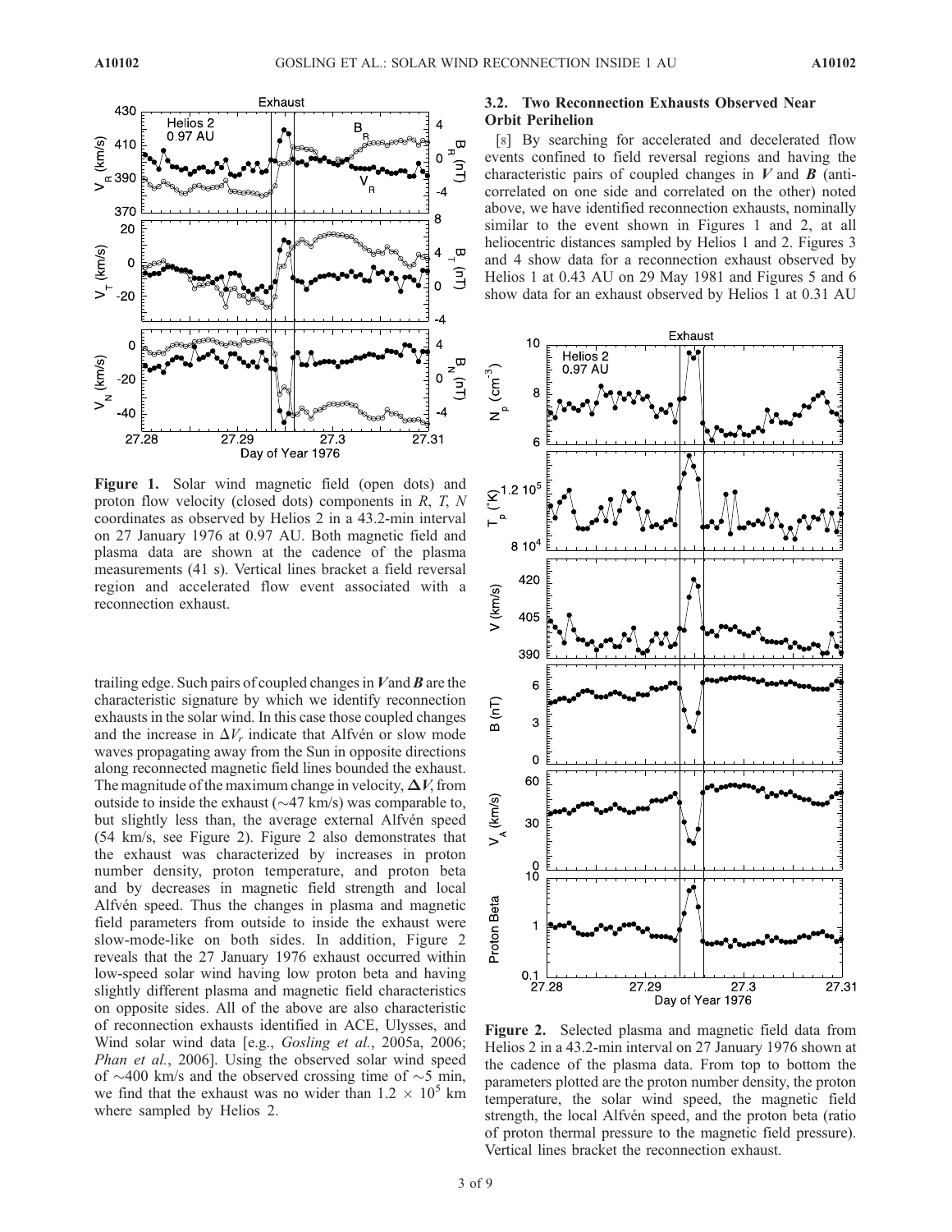**Figure 1.** Solar wind magnetic field (open dots) and proton flow velocity (closed dots) components in *R*, *T*, *N* coordinates as observed by Helios 2 in a 43.2-min interval on 27 January 1976 at 0.97 AU. Both magnetic field and plasma data are shown at the cadence of the plasma measurements (41 s). Vertical lines bracket a field reversal region and accelerated flow event associated with a reconnection exhaust.

trailing edge. Such pairs of coupled changes in $\mathbf{V}$ and $\mathbf{B}$ are the characteristic signature by which we identify reconnection exhausts in the solar wind. In this case those coupled changes and the increase in $\Delta V_r$ indicate that Alfvén or slow mode waves propagating away from the Sun in opposite directions along reconnected magnetic field lines bounded the exhaust. The magnitude of the maximum change in velocity, $\mathbf{\Delta V}$, from outside to inside the exhaust (~47 km/s) was comparable to, but slightly less than, the average external Alfvén speed (54 km/s, see Figure 2). Figure 2 also demonstrates that the exhaust was characterized by increases in proton number density, proton temperature, and proton beta and by decreases in magnetic field strength and local Alfvén speed. Thus the changes in plasma and magnetic field parameters from outside to inside the exhaust were slow-mode-like on both sides. In addition, Figure 2 reveals that the 27 January 1976 exhaust occurred within low-speed solar wind having low proton beta and having slightly different plasma and magnetic field characteristics on opposite sides. All of the above are also characteristic of reconnection exhausts identified in ACE, Ulysses, and Wind solar wind data [e.g., *Gosling et al.*, 2005a, 2006; *Phan et al.*, 2006]. Using the observed solar wind speed of ~400 km/s and the observed crossing time of ~5 min, we find that the exhaust was no wider than $1.2 \times 10^5$ km where sampled by Helios 2.

### 3.2. Two Reconnection Exhausts Observed Near Orbit Perihelion

[8] By searching for accelerated and decelerated flow events confined to field reversal regions and having the characteristic pairs of coupled changes in $\mathbf{V}$ and $\mathbf{B}$ (anti-correlated on one side and correlated on the other) noted above, we have identified reconnection exhausts, nominally similar to the event shown in Figures 1 and 2, at all heliocentric distances sampled by Helios 1 and 2. Figures 3 and 4 show data for a reconnection exhaust observed by Helios 1 at 0.43 AU on 29 May 1981 and Figures 5 and 6 show data for an exhaust observed by Helios 1 at 0.31 AU

**Figure 2.** Selected plasma and magnetic field data from Helios 2 in a 43.2-min interval on 27 January 1976 shown at the cadence of the plasma data. From top to bottom the parameters plotted are the proton number density, the proton temperature, the solar wind speed, the magnetic field strength, the local Alfvén speed, and the proton beta (ratio of proton thermal pressure to the magnetic field pressure). Vertical lines bracket the reconnection exhaust.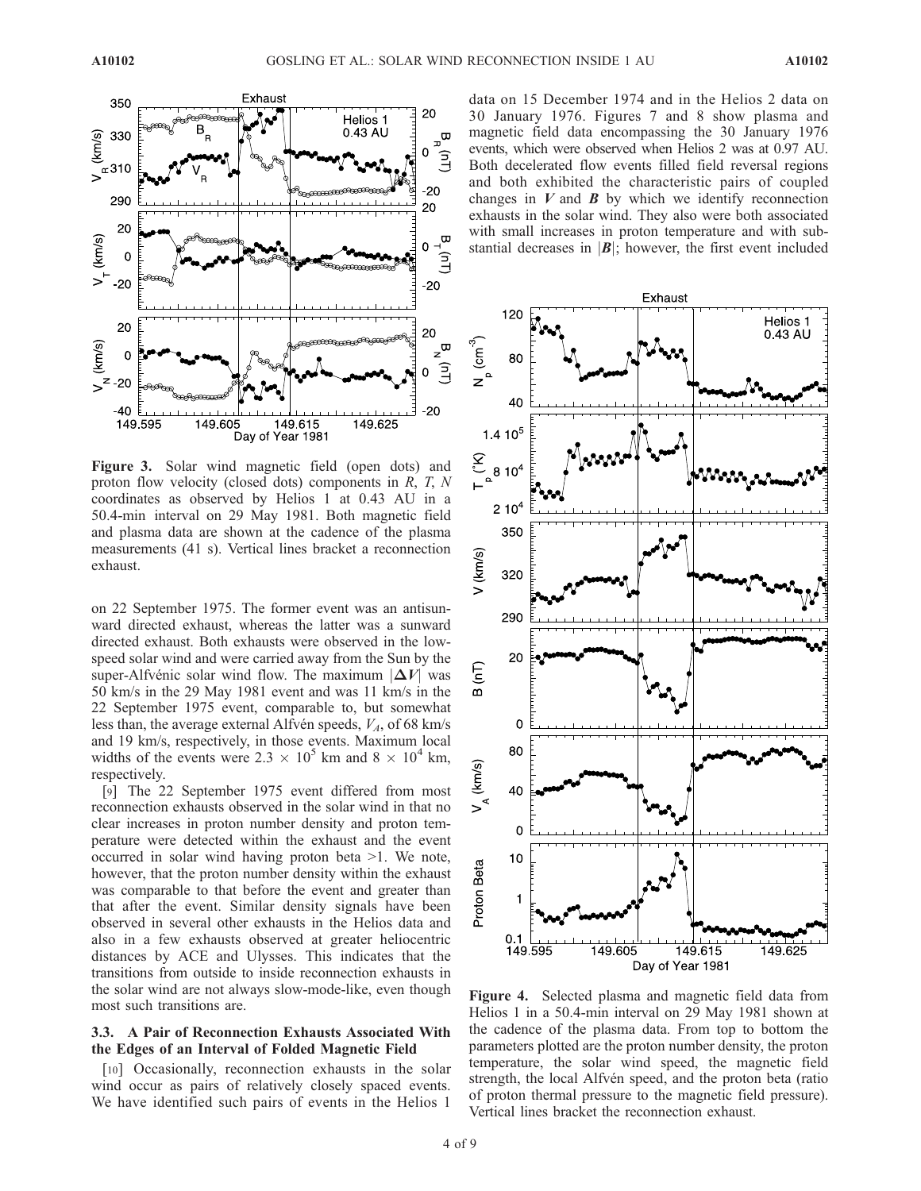**Figure 3.** Solar wind magnetic field (open dots) and proton flow velocity (closed dots) components in *R*, *T*, *N* coordinates as observed by Helios 1 at 0.43 AU in a 50.4-min interval on 29 May 1981. Both magnetic field and plasma data are shown at the cadence of the plasma measurements (41 s). Vertical lines bracket a reconnection exhaust.

on 22 September 1975. The former event was an antisunward directed exhaust, whereas the latter was a sunward directed exhaust. Both exhausts were observed in the low-speed solar wind and were carried away from the Sun by the super-Alfvénic solar wind flow. The maximum $|\Delta \boldsymbol{V}|$ was 50 km/s in the 29 May 1981 event and was 11 km/s in the 22 September 1975 event, comparable to, but somewhat less than, the average external Alfvén speeds, $V_A$, of 68 km/s and 19 km/s, respectively, in those events. Maximum local widths of the events were $2.3 \times 10^5$ km and $8 \times 10^4$ km, respectively.

[9] The 22 September 1975 event differed from most reconnection exhausts observed in the solar wind in that no clear increases in proton number density and proton temperature were detected within the exhaust and the event occurred in solar wind having proton beta >1. We note, however, that the proton number density within the exhaust was comparable to that before the event and greater than that after the event. Similar density signals have been observed in several other exhausts in the Helios data and also in a few exhausts observed at greater heliocentric distances by ACE and Ulysses. This indicates that the transitions from outside to inside reconnection exhausts in the solar wind are not always slow-mode-like, even though most such transitions are.

### 3.3. A Pair of Reconnection Exhausts Associated With the Edges of an Interval of Folded Magnetic Field

[10] Occasionally, reconnection exhausts in the solar wind occur as pairs of relatively closely spaced events. We have identified such pairs of events in the Helios 1 data on 15 December 1974 and in the Helios 2 data on 30 January 1976. Figures 7 and 8 show plasma and magnetic field data encompassing the 30 January 1976 events, which were observed when Helios 2 was at 0.97 AU. Both decelerated flow events filled field reversal regions and both exhibited the characteristic pairs of coupled changes in $\boldsymbol{V}$ and $\boldsymbol{B}$ by which we identify reconnection exhausts in the solar wind. They also were both associated with small increases in proton temperature and with substantial decreases in $|\boldsymbol{B}|$; however, the first event included

**Figure 4.** Selected plasma and magnetic field data from Helios 1 in a 50.4-min interval on 29 May 1981 shown at the cadence of the plasma data. From top to bottom the parameters plotted are the proton number density, the proton temperature, the solar wind speed, the magnetic field strength, the local Alfvén speed, and the proton beta (ratio of proton thermal pressure to the magnetic field pressure). Vertical lines bracket the reconnection exhaust.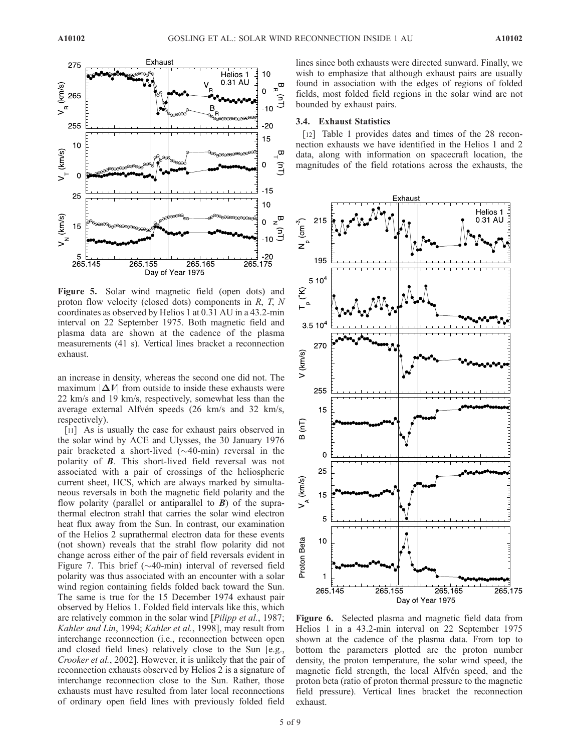**Figure 5.** Solar wind magnetic field (open dots) and proton flow velocity (closed dots) components in $R$, $T$, $N$ coordinates as observed by Helios 1 at 0.31 AU in a 43.2-min interval on 22 September 1975. Both magnetic field and plasma data are shown at the cadence of the plasma measurements (41 s). Vertical lines bracket a reconnection exhaust.

an increase in density, whereas the second one did not. The maximum $|\Delta \boldsymbol{V}|$ from outside to inside these exhausts were 22 km/s and 19 km/s, respectively, somewhat less than the average external Alfvén speeds (26 km/s and 32 km/s, respectively).

[11] As is usually the case for exhaust pairs observed in the solar wind by ACE and Ulysses, the 30 January 1976 pair bracketed a short-lived (~40-min) reversal in the polarity of $\boldsymbol{B}$. This short-lived field reversal was not associated with a pair of crossings of the heliospheric current sheet, HCS, which are always marked by simultaneous reversals in both the magnetic field polarity and the flow polarity (parallel or antiparallel to $\boldsymbol{B}$) of the suprathermal electron strahl that carries the solar wind electron heat flux away from the Sun. In contrast, our examination of the Helios 2 suprathermal electron data for these events (not shown) reveals that the strahl flow polarity did not change across either of the pair of field reversals evident in Figure 7. This brief (~40-min) interval of reversed field polarity was thus associated with an encounter with a solar wind region containing fields folded back toward the Sun. The same is true for the 15 December 1974 exhaust pair observed by Helios 1. Folded field intervals like this, which are relatively common in the solar wind [*Pilipp et al.*, 1987; *Kahler and Lin*, 1994; *Kahler et al.*, 1998], may result from interchange reconnection (i.e., reconnection between open and closed field lines) relatively close to the Sun [e.g., *Crooker et al.*, 2002]. However, it is unlikely that the pair of reconnection exhausts observed by Helios 2 is a signature of interchange reconnection close to the Sun. Rather, those exhausts must have resulted from later local reconnections of ordinary open field lines with previously folded field lines since both exhausts were directed sunward. Finally, we wish to emphasize that although exhaust pairs are usually found in association with the edges of regions of folded fields, most folded field regions in the solar wind are not bounded by exhaust pairs.

### 3.4. Exhaust Statistics

[12] Table 1 provides dates and times of the 28 reconnection exhausts we have identified in the Helios 1 and 2 data, along with information on spacecraft location, the magnitudes of the field rotations across the exhausts, the

**Figure 6.** Selected plasma and magnetic field data from Helios 1 in a 43.2-min interval on 22 September 1975 shown at the cadence of the plasma data. From top to bottom the parameters plotted are the proton number density, the proton temperature, the solar wind speed, the magnetic field strength, the local Alfvén speed, and the proton beta (ratio of proton thermal pressure to the magnetic field pressure). Vertical lines bracket the reconnection exhaust.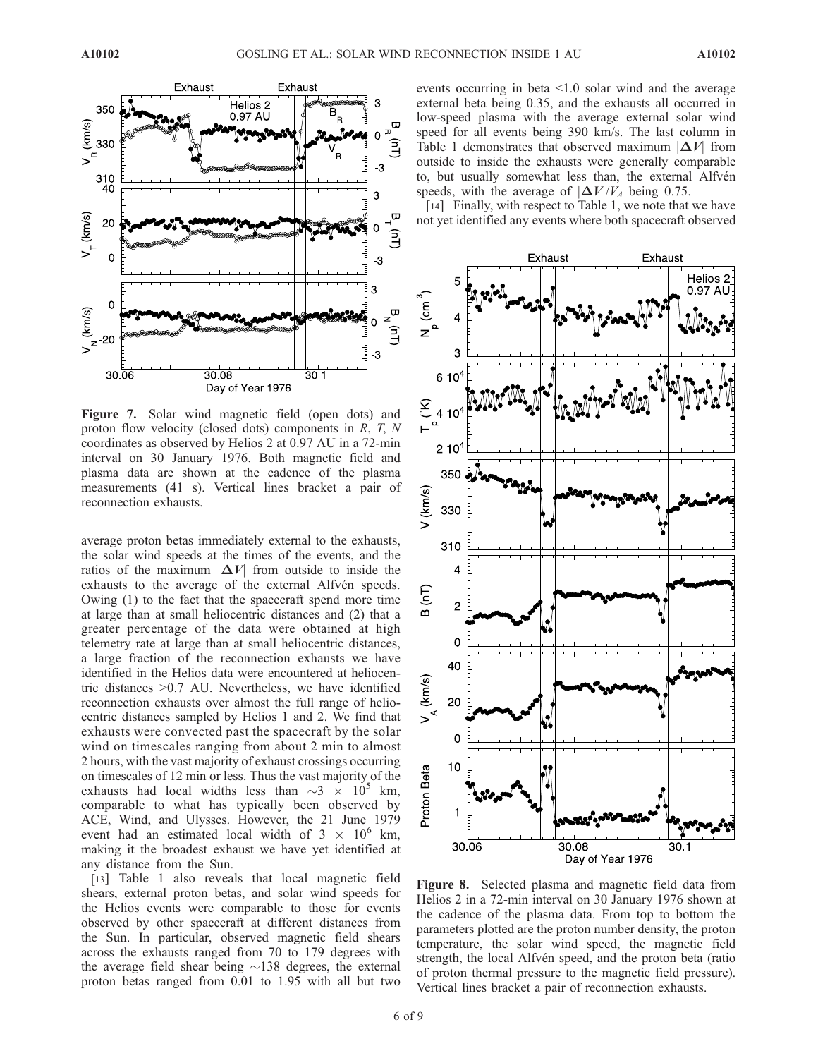**Figure 7.** Solar wind magnetic field (open dots) and proton flow velocity (closed dots) components in $R$, $T$, $N$ coordinates as observed by Helios 2 at 0.97 AU in a 72-min interval on 30 January 1976. Both magnetic field and plasma data are shown at the cadence of the plasma measurements (41 s). Vertical lines bracket a pair of reconnection exhausts.

average proton betas immediately external to the exhausts, the solar wind speeds at the times of the events, and the ratios of the maximum $|\Delta \mathbf{V}|$ from outside to inside the exhausts to the average of the external Alfvén speeds. Owing (1) to the fact that the spacecraft spend more time at large than at small heliocentric distances and (2) that a greater percentage of the data were obtained at high telemetry rate at large than at small heliocentric distances, a large fraction of the reconnection exhausts we have identified in the Helios data were encountered at heliocentric distances >0.7 AU. Nevertheless, we have identified reconnection exhausts over almost the full range of heliocentric distances sampled by Helios 1 and 2. We find that exhausts were convected past the spacecraft by the solar wind on timescales ranging from about 2 min to almost 2 hours, with the vast majority of exhaust crossings occurring on timescales of 12 min or less. Thus the vast majority of the exhausts had local widths less than $\sim 3 \times 10^5$ km, comparable to what has typically been observed by ACE, Wind, and Ulysses. However, the 21 June 1979 event had an estimated local width of $3 \times 10^6$ km, making it the broadest exhaust we have yet identified at any distance from the Sun.

[13] Table 1 also reveals that local magnetic field shears, external proton betas, and solar wind speeds for the Helios events were comparable to those for events observed by other spacecraft at different distances from the Sun. In particular, observed magnetic field shears across the exhausts ranged from 70 to 179 degrees with the average field shear being ~138 degrees, the external proton betas ranged from 0.01 to 1.95 with all but two events occurring in beta <1.0 solar wind and the average external beta being 0.35, and the exhausts all occurred in low-speed plasma with the average external solar wind speed for all events being 390 km/s. The last column in Table 1 demonstrates that observed maximum $|\Delta \mathbf{V}|$ from outside to inside the exhausts were generally comparable to, but usually somewhat less than, the external Alfvén speeds, with the average of $|\Delta \mathbf{V}|/V_A$ being 0.75.

[14] Finally, with respect to Table 1, we note that we have not yet identified any events where both spacecraft observed

**Figure 8.** Selected plasma and magnetic field data from Helios 2 in a 72-min interval on 30 January 1976 shown at the cadence of the plasma data. From top to bottom the parameters plotted are the proton number density, the proton temperature, the solar wind speed, the magnetic field strength, the local Alfvén speed, and the proton beta (ratio of proton thermal pressure to the magnetic field pressure). Vertical lines bracket a pair of reconnection exhausts.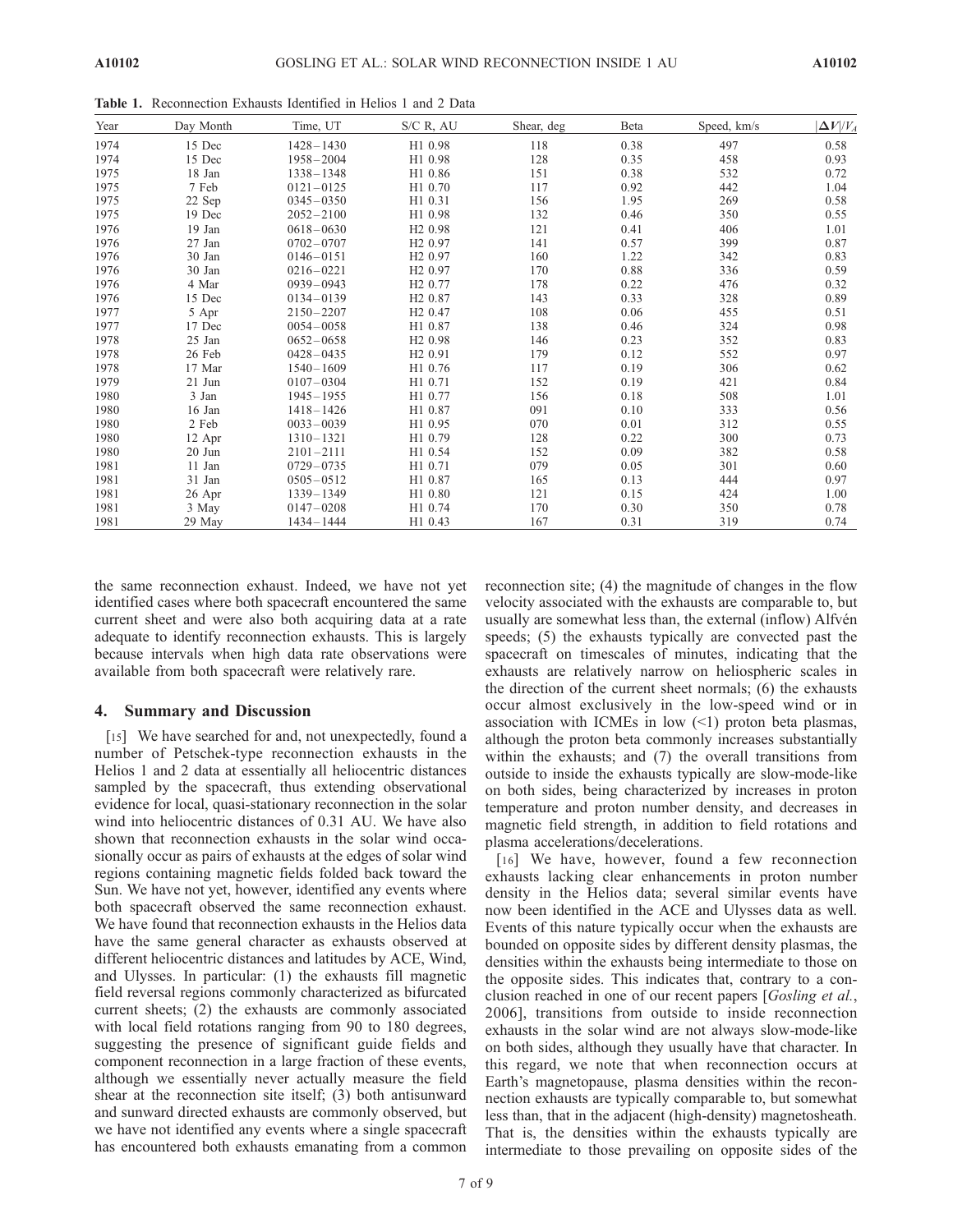**Table 1.** Reconnection Exhausts Identified in Helios 1 and 2 Data

| Year | Day Month | Time, UT | S/C R, AU | Shear, deg | Beta | Speed, km/s | $\lvert\Delta V\rvert/V_A$ |
|---|---|---|---|---|---|---|---|
| 1974 | 15 Dec | 1428–1430 | H1 0.98 | 118 | 0.38 | 497 | 0.58 |
| 1974 | 15 Dec | 1958–2004 | H1 0.98 | 128 | 0.35 | 458 | 0.93 |
| 1975 | 18 Jan | 1338–1348 | H1 0.86 | 151 | 0.38 | 532 | 0.72 |
| 1975 | 7 Feb | 0121–0125 | H1 0.70 | 117 | 0.92 | 442 | 1.04 |
| 1975 | 22 Sep | 0345–0350 | H1 0.31 | 156 | 1.95 | 269 | 0.58 |
| 1975 | 19 Dec | 2052–2100 | H1 0.98 | 132 | 0.46 | 350 | 0.55 |
| 1976 | 19 Jan | 0618–0630 | H2 0.98 | 121 | 0.41 | 406 | 1.01 |
| 1976 | 27 Jan | 0702–0707 | H2 0.97 | 141 | 0.57 | 399 | 0.87 |
| 1976 | 30 Jan | 0146–0151 | H2 0.97 | 160 | 1.22 | 342 | 0.83 |
| 1976 | 30 Jan | 0216–0221 | H2 0.97 | 170 | 0.88 | 336 | 0.59 |
| 1976 | 4 Mar | 0939–0943 | H2 0.77 | 178 | 0.22 | 476 | 0.32 |
| 1976 | 15 Dec | 0134–0139 | H2 0.87 | 143 | 0.33 | 328 | 0.89 |
| 1977 | 5 Apr | 2150–2207 | H2 0.47 | 108 | 0.06 | 455 | 0.51 |
| 1977 | 17 Dec | 0054–0058 | H1 0.87 | 138 | 0.46 | 324 | 0.98 |
| 1978 | 25 Jan | 0652–0658 | H2 0.98 | 146 | 0.23 | 352 | 0.83 |
| 1978 | 26 Feb | 0428–0435 | H2 0.91 | 179 | 0.12 | 552 | 0.97 |
| 1978 | 17 Mar | 1540–1609 | H1 0.76 | 117 | 0.19 | 306 | 0.62 |
| 1979 | 21 Jun | 0107–0304 | H1 0.71 | 152 | 0.19 | 421 | 0.84 |
| 1980 | 3 Jan | 1945–1955 | H1 0.77 | 156 | 0.18 | 508 | 1.01 |
| 1980 | 16 Jan | 1418–1426 | H1 0.87 | 091 | 0.10 | 333 | 0.56 |
| 1980 | 2 Feb | 0033–0039 | H1 0.95 | 070 | 0.01 | 312 | 0.55 |
| 1980 | 12 Apr | 1310–1321 | H1 0.79 | 128 | 0.22 | 300 | 0.73 |
| 1980 | 20 Jun | 2101–2111 | H1 0.54 | 152 | 0.09 | 382 | 0.58 |
| 1981 | 11 Jan | 0729–0735 | H1 0.71 | 079 | 0.05 | 301 | 0.60 |
| 1981 | 31 Jan | 0505–0512 | H1 0.87 | 165 | 0.13 | 444 | 0.97 |
| 1981 | 26 Apr | 1339–1349 | H1 0.80 | 121 | 0.15 | 424 | 1.00 |
| 1981 | 3 May | 0147–0208 | H1 0.74 | 170 | 0.30 | 350 | 0.78 |
| 1981 | 29 May | 1434–1444 | H1 0.43 | 167 | 0.31 | 319 | 0.74 |

the same reconnection exhaust. Indeed, we have not yet identified cases where both spacecraft encountered the same current sheet and were also both acquiring data at a rate adequate to identify reconnection exhausts. This is largely because intervals when high data rate observations were available from both spacecraft were relatively rare.

## 4. Summary and Discussion

[15] We have searched for and, not unexpectedly, found a number of Petschek-type reconnection exhausts in the Helios 1 and 2 data at essentially all heliocentric distances sampled by the spacecraft, thus extending observational evidence for local, quasi-stationary reconnection in the solar wind into heliocentric distances of 0.31 AU. We have also shown that reconnection exhausts in the solar wind occasionally occur as pairs of exhausts at the edges of solar wind regions containing magnetic fields folded back toward the Sun. We have not yet, however, identified any events where both spacecraft observed the same reconnection exhaust. We have found that reconnection exhausts in the Helios data have the same general character as exhausts observed at different heliocentric distances and latitudes by ACE, Wind, and Ulysses. In particular: (1) the exhausts fill magnetic field reversal regions commonly characterized as bifurcated current sheets; (2) the exhausts are commonly associated with local field rotations ranging from 90 to 180 degrees, suggesting the presence of significant guide fields and component reconnection in a large fraction of these events, although we essentially never actually measure the field shear at the reconnection site itself; (3) both antisunward and sunward directed exhausts are commonly observed, but we have not identified any events where a single spacecraft has encountered both exhausts emanating from a common reconnection site; (4) the magnitude of changes in the flow velocity associated with the exhausts are comparable to, but usually are somewhat less than, the external (inflow) Alfvén speeds; (5) the exhausts typically are convected past the spacecraft on timescales of minutes, indicating that the exhausts are relatively narrow on heliospheric scales in the direction of the current sheet normals; (6) the exhausts occur almost exclusively in the low-speed wind or in association with ICMEs in low (<1) proton beta plasmas, although the proton beta commonly increases substantially within the exhausts; and (7) the overall transitions from outside to inside the exhausts typically are slow-mode-like on both sides, being characterized by increases in proton temperature and proton number density, and decreases in magnetic field strength, in addition to field rotations and plasma accelerations/decelerations.

[16] We have, however, found a few reconnection exhausts lacking clear enhancements in proton number density in the Helios data; several similar events have now been identified in the ACE and Ulysses data as well. Events of this nature typically occur when the exhausts are bounded on opposite sides by different density plasmas, the densities within the exhausts being intermediate to those on the opposite sides. This indicates that, contrary to a conclusion reached in one of our recent papers [*Gosling et al.*, 2006], transitions from outside to inside reconnection exhausts in the solar wind are not always slow-mode-like on both sides, although they usually have that character. In this regard, we note that when reconnection occurs at Earth's magnetopause, plasma densities within the reconnection exhausts are typically comparable to, but somewhat less than, that in the adjacent (high-density) magnetosheath. That is, the densities within the exhausts typically are intermediate to those prevailing on opposite sides of the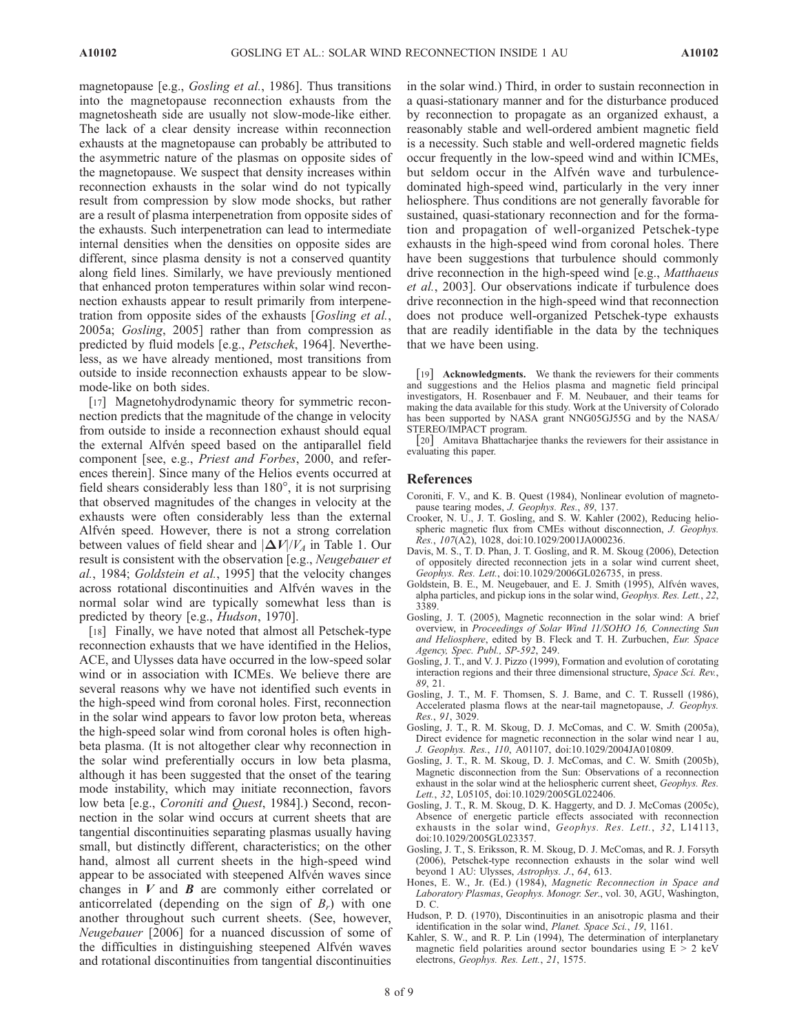magnetopause [e.g., *Gosling et al.*, 1986]. Thus transitions into the magnetopause reconnection exhausts from the magnetosheath side are usually not slow-mode-like either. The lack of a clear density increase within reconnection exhausts at the magnetopause can probably be attributed to the asymmetric nature of the plasmas on opposite sides of the magnetopause. We suspect that density increases within reconnection exhausts in the solar wind do not typically result from compression by slow mode shocks, but rather are a result of plasma interpenetration from opposite sides of the exhausts. Such interpenetration can lead to intermediate internal densities when the densities on opposite sides are different, since plasma density is not a conserved quantity along field lines. Similarly, we have previously mentioned that enhanced proton temperatures within solar wind reconnection exhausts appear to result primarily from interpenetration from opposite sides of the exhausts [*Gosling et al.*, 2005a; *Gosling*, 2005] rather than from compression as predicted by fluid models [e.g., *Petschek*, 1964]. Nevertheless, as we have already mentioned, most transitions from outside to inside reconnection exhausts appear to be slow-mode-like on both sides.

[17] Magnetohydrodynamic theory for symmetric reconnection predicts that the magnitude of the change in velocity from outside to inside a reconnection exhaust should equal the external Alfvén speed based on the antiparallel field component [see, e.g., *Priest and Forbes*, 2000, and references therein]. Since many of the Helios events occurred at field shears considerably less than 180°, it is not surprising that observed magnitudes of the changes in velocity at the exhausts were often considerably less than the external Alfvén speed. However, there is not a strong correlation between values of field shear and $|\Delta V|/V_A$ in Table 1. Our result is consistent with the observation [e.g., *Neugebauer et al.*, 1984; *Goldstein et al.*, 1995] that the velocity changes across rotational discontinuities and Alfvén waves in the normal solar wind are typically somewhat less than is predicted by theory [e.g., *Hudson*, 1970].

[18] Finally, we have noted that almost all Petschek-type reconnection exhausts that we have identified in the Helios, ACE, and Ulysses data have occurred in the low-speed solar wind or in association with ICMEs. We believe there are several reasons why we have not identified such events in the high-speed wind from coronal holes. First, reconnection in the solar wind appears to favor low proton beta, whereas the high-speed solar wind from coronal holes is often high-beta plasma. (It is not altogether clear why reconnection in the solar wind preferentially occurs in low beta plasma, although it has been suggested that the onset of the tearing mode instability, which may initiate reconnection, favors low beta [e.g., *Coroniti and Quest*, 1984].) Second, reconnection in the solar wind occurs at current sheets that are tangential discontinuities separating plasmas usually having small, but distinctly different, characteristics; on the other hand, almost all current sheets in the high-speed wind appear to be associated with steepened Alfvén waves since changes in $\boldsymbol{V}$ and $\boldsymbol{B}$ are commonly either correlated or anticorrelated (depending on the sign of $B_r$) with one another throughout such current sheets. (See, however, *Neugebauer* [2006] for a nuanced discussion of some of the difficulties in distinguishing steepened Alfvén waves and rotational discontinuities from tangential discontinuities in the solar wind.) Third, in order to sustain reconnection in a quasi-stationary manner and for the disturbance produced by reconnection to propagate as an organized exhaust, a reasonably stable and well-ordered ambient magnetic field is a necessity. Such stable and well-ordered magnetic fields occur frequently in the low-speed wind and within ICMEs, but seldom occur in the Alfvén wave and turbulence-dominated high-speed wind, particularly in the very inner heliosphere. Thus conditions are not generally favorable for sustained, quasi-stationary reconnection and for the formation and propagation of well-organized Petschek-type exhausts in the high-speed wind from coronal holes. There have been suggestions that turbulence should commonly drive reconnection in the high-speed wind [e.g., *Matthaeus et al.*, 2003]. Our observations indicate if turbulence does drive reconnection in the high-speed wind that reconnection does not produce well-organized Petschek-type exhausts that are readily identifiable in the data by the techniques that we have been using.

[19] **Acknowledgments.** We thank the reviewers for their comments and suggestions and the Helios plasma and magnetic field principal investigators, H. Rosenbauer and F. M. Neubauer, and their teams for making the data available for this study. Work at the University of Colorado has been supported by NASA grant NNG05GJ55G and by the NASA/STEREO/IMPACT program.

[20] Amitava Bhattacharjee thanks the reviewers for their assistance in evaluating this paper.

## References

Coroniti, F. V., and K. B. Quest (1984), Nonlinear evolution of magnetopause tearing modes, *J. Geophys. Res.*, *89*, 137.

Crooker, N. U., J. T. Gosling, and S. W. Kahler (2002), Reducing heliospheric magnetic flux from CMEs without disconnection, *J. Geophys. Res.*, *107*(A2), 1028, doi:10.1029/2001JA000236.

Davis, M. S., T. D. Phan, J. T. Gosling, and R. M. Skoug (2006), Detection of oppositely directed reconnection jets in a solar wind current sheet, *Geophys. Res. Lett.*, doi:10.1029/2006GL026735, in press.

Goldstein, B. E., M. Neugebauer, and E. J. Smith (1995), Alfvén waves, alpha particles, and pickup ions in the solar wind, *Geophys. Res. Lett.*, *22*, 3389.

Gosling, J. T. (2005), Magnetic reconnection in the solar wind: A brief overview, in *Proceedings of Solar Wind 11/SOHO 16, Connecting Sun and Heliosphere*, edited by B. Fleck and T. H. Zurbuchen, *Eur. Space Agency, Spec. Publ.*, *SP-592*, 249.

Gosling, J. T., and V. J. Pizzo (1999), Formation and evolution of corotating interaction regions and their three dimensional structure, *Space Sci. Rev.*, *89*, 21.

Gosling, J. T., M. F. Thomsen, S. J. Bame, and C. T. Russell (1986), Accelerated plasma flows at the near-tail magnetopause, *J. Geophys. Res.*, *91*, 3029.

Gosling, J. T., R. M. Skoug, D. J. McComas, and C. W. Smith (2005a), Direct evidence for magnetic reconnection in the solar wind near 1 au, *J. Geophys. Res.*, *110*, A01107, doi:10.1029/2004JA010809.

Gosling, J. T., R. M. Skoug, D. J. McComas, and C. W. Smith (2005b), Magnetic disconnection from the Sun: Observations of a reconnection exhaust in the solar wind at the heliospheric current sheet, *Geophys. Res. Lett.*, *32*, L05105, doi:10.1029/2005GL022406.

Gosling, J. T., R. M. Skoug, D. K. Haggerty, and D. J. McComas (2005c), Absence of energetic particle effects associated with reconnection exhausts in the solar wind, *Geophys. Res. Lett.*, *32*, L14113, doi:10.1029/2005GL023357.

Gosling, J. T., S. Eriksson, R. M. Skoug, D. J. McComas, and R. J. Forsyth (2006), Petschek-type reconnection exhausts in the solar wind well beyond 1 AU: Ulysses, *Astrophys. J.*, *64*, 613.

Hones, E. W., Jr. (Ed.) (1984), *Magnetic Reconnection in Space and Laboratory Plasmas*, *Geophys. Monogr. Ser.*, vol. 30, AGU, Washington, D. C.

Hudson, P. D. (1970), Discontinuities in an anisotropic plasma and their identification in the solar wind, *Planet. Space Sci.*, *19*, 1161.

Kahler, S. W., and R. P. Lin (1994), The determination of interplanetary magnetic field polarities around sector boundaries using E > 2 keV electrons, *Geophys. Res. Lett.*, *21*, 1575.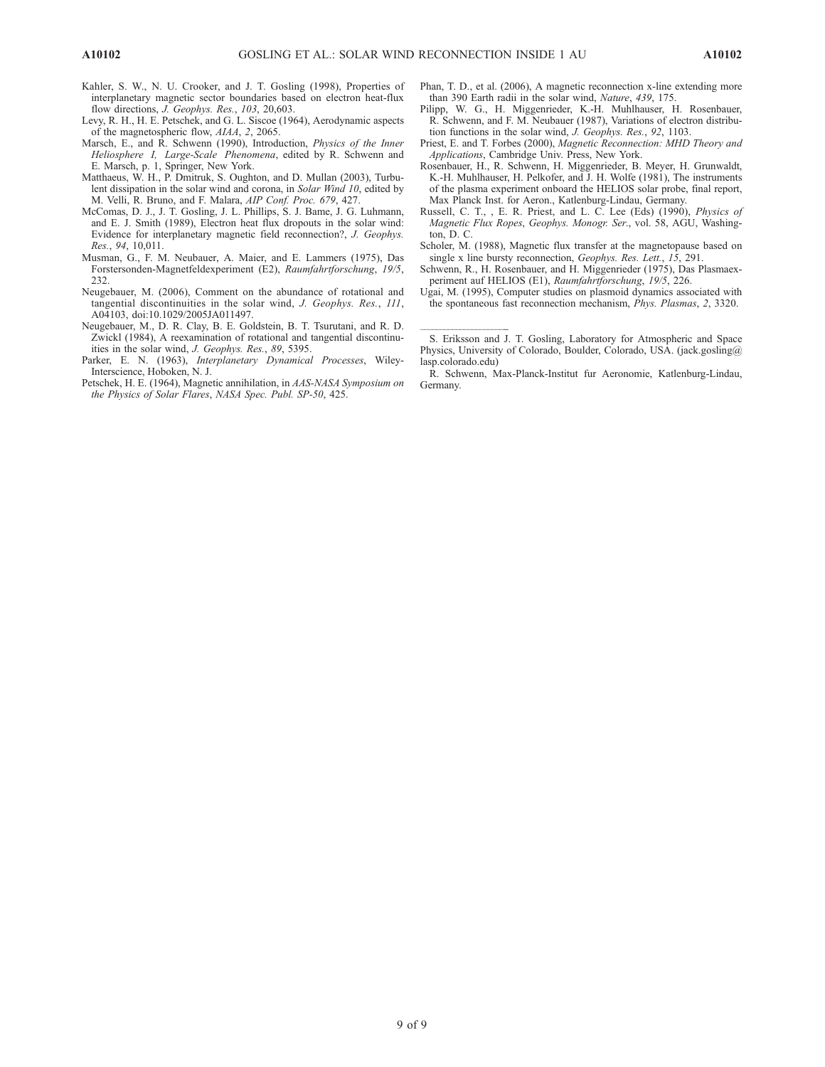Kahler, S. W., N. U. Crooker, and J. T. Gosling (1998), Properties of interplanetary magnetic sector boundaries based on electron heat-flux flow directions, *J. Geophys. Res.*, *103*, 20,603.

Levy, R. H., H. E. Petschek, and G. L. Siscoe (1964), Aerodynamic aspects of the magnetospheric flow, *AIAA*, *2*, 2065.

Marsch, E., and R. Schwenn (1990), Introduction, *Physics of the Inner Heliosphere I, Large-Scale Phenomena*, edited by R. Schwenn and E. Marsch, p. 1, Springer, New York.

Matthaeus, W. H., P. Dmitruk, S. Oughton, and D. Mullan (2003), Turbulent dissipation in the solar wind and corona, in *Solar Wind 10*, edited by M. Velli, R. Bruno, and F. Malara, *AIP Conf. Proc. 679*, 427.

McComas, D. J., J. T. Gosling, J. L. Phillips, S. J. Bame, J. G. Luhmann, and E. J. Smith (1989), Electron heat flux dropouts in the solar wind: Evidence for interplanetary magnetic field reconnection?, *J. Geophys. Res.*, *94*, 10,011.

Musman, G., F. M. Neubauer, A. Maier, and E. Lammers (1975), Das Forstersonden-Magnetfeldexperiment (E2), *Raumfahrtforschung*, *19/5*, 232.

Neugebauer, M. (2006), Comment on the abundance of rotational and tangential discontinuities in the solar wind, *J. Geophys. Res.*, *111*, A04103, doi:10.1029/2005JA011497.

Neugebauer, M., D. R. Clay, B. E. Goldstein, B. T. Tsurutani, and R. D. Zwickl (1984), A reexamination of rotational and tangential discontinuities in the solar wind, *J. Geophys. Res.*, *89*, 5395.

Parker, E. N. (1963), *Interplanetary Dynamical Processes*, Wiley-Interscience, Hoboken, N. J.

Petschek, H. E. (1964), Magnetic annihilation, in *AAS-NASA Symposium on the Physics of Solar Flares*, *NASA Spec. Publ. SP-50*, 425.

Phan, T. D., et al. (2006), A magnetic reconnection x-line extending more than 390 Earth radii in the solar wind, *Nature*, *439*, 175.

Pilipp, W. G., H. Miggenrieder, K.-H. Muhlhauser, H. Rosenbauer, R. Schwenn, and F. M. Neubauer (1987), Variations of electron distribution functions in the solar wind, *J. Geophys. Res.*, *92*, 1103.

Priest, E. and T. Forbes (2000), *Magnetic Reconnection: MHD Theory and Applications*, Cambridge Univ. Press, New York.

Rosenbauer, H., R. Schwenn, H. Miggenrieder, B. Meyer, H. Grunwaldt, K.-H. Muhlhauser, H. Pelkofer, and J. H. Wolfe (1981), The instruments of the plasma experiment onboard the HELIOS solar probe, final report, Max Planck Inst. for Aeron., Katlenburg-Lindau, Germany.

Russell, C. T., , E. R. Priest, and L. C. Lee (Eds) (1990), *Physics of Magnetic Flux Ropes*, *Geophys. Monogr. Ser.*, vol. 58, AGU, Washington, D. C.

Scholer, M. (1988), Magnetic flux transfer at the magnetopause based on single x line bursty reconnection, *Geophys. Res. Lett.*, *15*, 291.

Schwenn, R., H. Rosenbauer, and H. Miggenrieder (1975), Das Plasmaexperiment auf HELIOS (E1), *Raumfahrtforschung*, *19/5*, 226.

Ugai, M. (1995), Computer studies on plasmoid dynamics associated with the spontaneous fast reconnection mechanism, *Phys. Plasmas*, *2*, 3320.

---

S. Eriksson and J. T. Gosling, Laboratory for Atmospheric and Space Physics, University of Colorado, Boulder, Colorado, USA. (jack.gosling@lasp.colorado.edu)

R. Schwenn, Max-Planck-Institut fur Aeronomie, Katlenburg-Lindau, Germany.